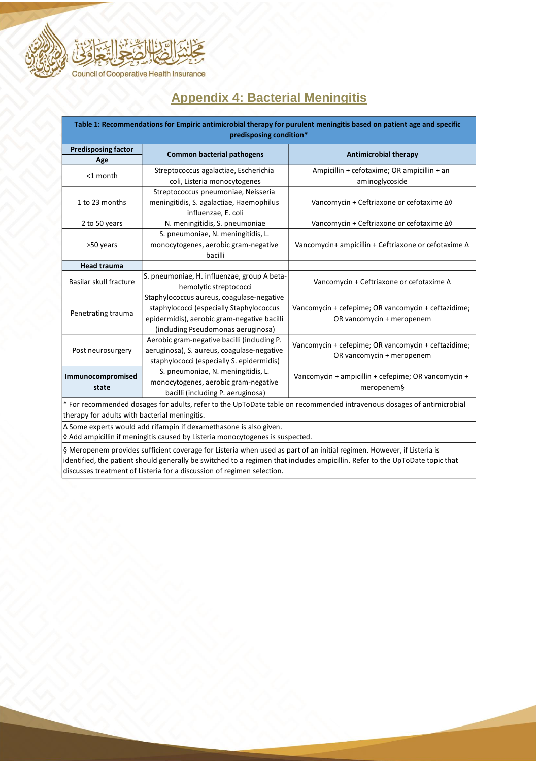## Appendix 4: Bacterial Meningitis

| Table 1: Recommendations for Empiric antimicrobial therapy for purulent meningitis based on patient age and specific predisposing condition* | | |
|---|---|---|
| **Predisposing factor** | **Common bacterial pathogens** | **Antimicrobial therapy** |
| **Age** | | |
| <1 month | Streptococcus agalactiae, Escherichia coli, Listeria monocytogenes | Ampicillin + cefotaxime; OR ampicillin + an aminoglycoside |
| 1 to 23 months | Streptococcus pneumoniae, Neisseria meningitidis, S. agalactiae, Haemophilus influenzae, E. coli | Vancomycin + Ceftriaxone or cefotaxime Δ◊ |
| 2 to 50 years | N. meningitidis, S. pneumoniae | Vancomycin + Ceftriaxone or cefotaxime Δ◊ |
| >50 years | S. pneumoniae, N. meningitidis, L. monocytogenes, aerobic gram-negative bacilli | Vancomycin+ ampicillin + Ceftriaxone or cefotaxime Δ |
| **Head trauma** | | |
| Basilar skull fracture | S. pneumoniae, H. influenzae, group A beta-hemolytic streptococci | Vancomycin + Ceftriaxone or cefotaxime Δ |
| Penetrating trauma | Staphylococcus aureus, coagulase-negative staphylococci (especially Staphylococcus epidermidis), aerobic gram-negative bacilli (including Pseudomonas aeruginosa) | Vancomycin + cefepime; OR vancomycin + ceftazidime; OR vancomycin + meropenem |
| Post neurosurgery | Aerobic gram-negative bacilli (including P. aeruginosa), S. aureus, coagulase-negative staphylococci (especially S. epidermidis) | Vancomycin + cefepime; OR vancomycin + ceftazidime; OR vancomycin + meropenem |
| **Immunocompromised state** | S. pneumoniae, N. meningitidis, L. monocytogenes, aerobic gram-negative bacilli (including P. aeruginosa) | Vancomycin + ampicillin + cefepime; OR vancomycin + meropenem§ |

* For recommended dosages for adults, refer to the UpToDate table on recommended intravenous dosages of antimicrobial therapy for adults with bacterial meningitis.

Δ Some experts would add rifampin if dexamethasone is also given.

◊ Add ampicillin if meningitis caused by Listeria monocytogenes is suspected.

§ Meropenem provides sufficient coverage for Listeria when used as part of an initial regimen. However, if Listeria is identified, the patient should generally be switched to a regimen that includes ampicillin. Refer to the UpToDate topic that discusses treatment of Listeria for a discussion of regimen selection.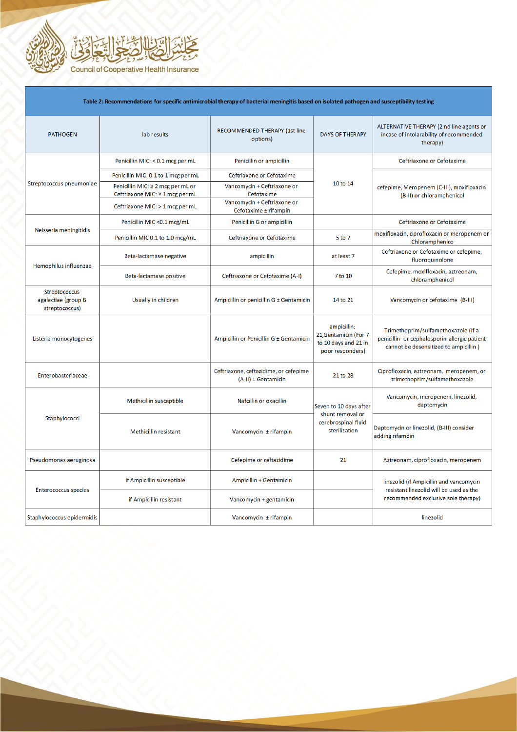| Table 2: Recommendations for specific antimicrobial therapy of bacterial meningitis based on isolated pathogen and susceptibility testing | | | | |
|---|---|---|---|---|
| PATHOGEN | lab results | RECOMMENDED THERAPY (1st line options) | DAYS OF THERAPY | ALTERNATIVE THERAPY (2 nd line agents or incase of intolarability of recommended therapy) |
| Streptococcus pneumoniae | Penicillin MIC: < 0.1 mcg per mL | Penicillin or ampicillin | 10 to 14 | Ceftriaxone or Cefotaxime |
| | Penicillin MIC: 0.1 to 1 mcg per mL | Ceftriaxone or Cefotaxime | | cefepime, Meropenem (C-III), moxifloxacin (B-II) or chloramphenicol |
| | Penicillin MIC: ≥ 2 mcg per mL or Ceftriaxone MIC: ≥ 1 mcg per mL | Vancomycin + Ceftriaxone or Cefotaxime | | |
| | Ceftriaxone MIC: > 1 mcg per mL | Vancomycin + Ceftriaxone or Cefotaxime ± rifampin | | |
| Neisseria meningitidis | Penicillin MIC <0.1 mcg/mL | Penicillin G or ampicillin | | Ceftriaxone or Cefotaxime |
| | Penicillin MIC 0.1 to 1.0 mcg/mL | Ceftriaxone or Cefotaxime | 5 to 7 | moxifloxacin, ciprofloxacin or meropenem or Chloramphenicol |
| Hemophilus influenzae | Beta-lactamase negative | ampicillin | at least 7 | Ceftriaxone or Cefotaxime or cefepime, fluoroquinolone |
| | Beta-lactamase positive | Ceftriaxone or Cefotaxime (A-I) | 7 to 10 | Cefepime, moxifloxacin, aztreonam, chloramphenicol |
| Streptococcus agalactiae (group B streptococcus) | Usually in children | Ampicillin or penicillin G ± Gentamicin | 14 to 21 | Vancomycin or cefotaxime (B-III) |
| Listeria monocytogenes | | Ampicillin or Penicillin G ± Gentamicin | ampicillin: 21,Gentamicin (For 7 to 10 days and 21 in poor responders) | Trimethoprim/sulfamethoxazole (If a penicillin- or cephalosporin-allergic patient cannot be desensitized to ampicillin ) |
| Enterobacteriaceae | | Ceftriaxone, ceftazidime, or cefepime (A-II) ± Gentamicin | 21 to 28 | Ciprofloxacin, aztreonam, meropenem, or trimethoprim/sulfamethoxazole |
| Staphylococci | Methicillin susceptible | Nafcillin or oxacillin | Seven to 10 days after shunt removal or cerebrospinal fluid sterilization | Vancomycin, meropenem, linezolid, daptomycin |
| | Methicillin resistant | Vancomycin ± rifampin | | Daptomycin or linezolid, (B-III) consider adding rifampin |
| Pseudomonas aeruginosa | | Cefepime or ceftazidime | 21 | Aztreonam, ciprofloxacin, meropenem |
| Enterococcus species | if Ampicillin susceptible | Ampicillin + Gentamicin | | linezolid (if Ampicillin and vancomycin resistant linezolid will be used as the recommended exclusive sole therapy) |
| | if Ampicillin resistant | Vancomycin + gentamicin | | |
| Staphylococcus epidermidis | | Vancomycin ± rifampin | | linezolid |